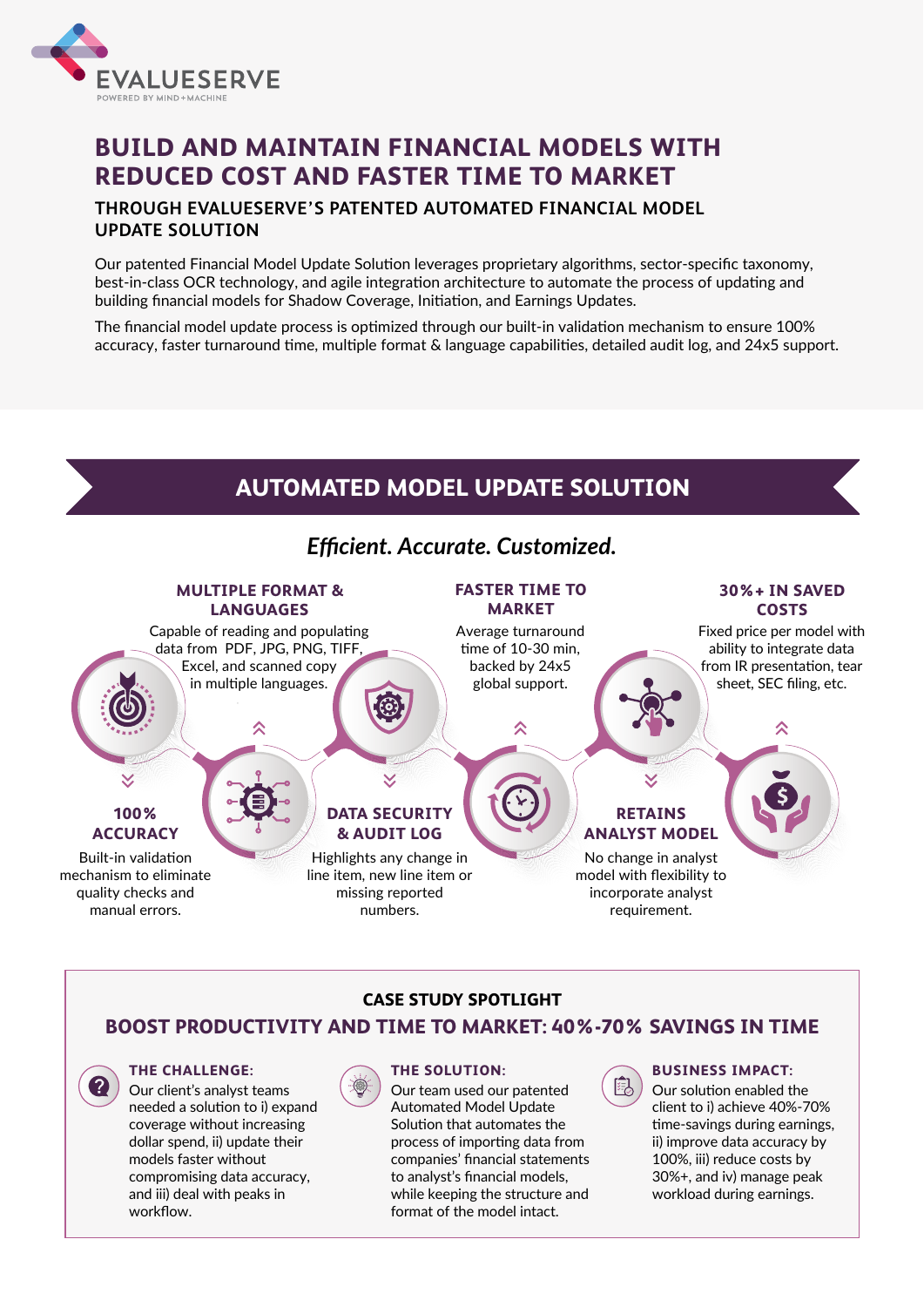EVALUESERVE
POWERED BY MIND+MACHINE

# BUILD AND MAINTAIN FINANCIAL MODELS WITH REDUCED COST AND FASTER TIME TO MARKET

## THROUGH EVALUESERVE'S PATENTED AUTOMATED FINANCIAL MODEL UPDATE SOLUTION

Our patented Financial Model Update Solution leverages proprietary algorithms, sector-specific taxonomy, best-in-class OCR technology, and agile integration architecture to automate the process of updating and building financial models for Shadow Coverage, Initiation, and Earnings Updates.

The financial model update process is optimized through our built-in validation mechanism to ensure 100% accuracy, faster turnaround time, multiple format & language capabilities, detailed audit log, and 24x5 support.

## AUTOMATED MODEL UPDATE SOLUTION

*Efficient. Accurate. Customized.*

### MULTIPLE FORMAT & LANGUAGES

Capable of reading and populating data from PDF, JPG, PNG, TIFF, Excel, and scanned copy in multiple languages.

### 100% ACCURACY

Built-in validation mechanism to eliminate quality checks and manual errors.

### FASTER TIME TO MARKET

Average turnaround time of 10-30 min, backed by 24x5 global support.

### DATA SECURITY & AUDIT LOG

Highlights any change in line item, new line item or missing reported numbers.

### 30%+ IN SAVED COSTS

Fixed price per model with ability to integrate data from IR presentation, tear sheet, SEC filing, etc.

### RETAINS ANALYST MODEL

No change in analyst model with flexibility to incorporate analyst requirement.

## CASE STUDY SPOTLIGHT

### BOOST PRODUCTIVITY AND TIME TO MARKET: 40%-70% SAVINGS IN TIME

**THE CHALLENGE:**

Our client's analyst teams needed a solution to i) expand coverage without increasing dollar spend, ii) update their models faster without compromising data accuracy, and iii) deal with peaks in workflow.

**THE SOLUTION:**

Our team used our patented Automated Model Update Solution that automates the process of importing data from companies' financial statements to analyst's financial models, while keeping the structure and format of the model intact.

**BUSINESS IMPACT:**

Our solution enabled the client to i) achieve 40%-70% time-savings during earnings, ii) improve data accuracy by 100%, iii) reduce costs by 30%+, and iv) manage peak workload during earnings.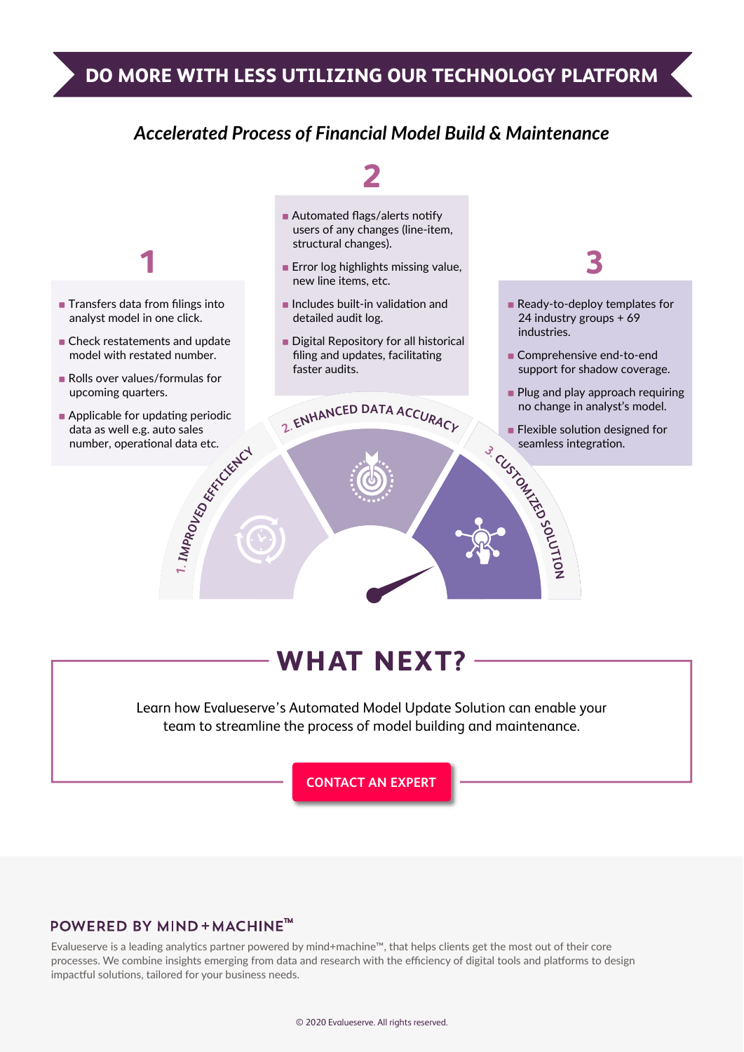# DO MORE WITH LESS UTILIZING OUR TECHNOLOGY PLATFORM

*Accelerated Process of Financial Model Build & Maintenance*

## 1

1. IMPROVED EFFICIENCY

- Transfers data from filings into analyst model in one click.
- Check restatements and update model with restated number.
- Rolls over values/formulas for upcoming quarters.
- Applicable for updating periodic data as well e.g. auto sales number, operational data etc.

## 2

2. ENHANCED DATA ACCURACY

- Automated flags/alerts notify users of any changes (line-item, structural changes).
- Error log highlights missing value, new line items, etc.
- Includes built-in validation and detailed audit log.
- Digital Repository for all historical filing and updates, facilitating faster audits.

## 3

3. CUSTOMIZED SOLUTION

- Ready-to-deploy templates for 24 industry groups + 69 industries.
- Comprehensive end-to-end support for shadow coverage.
- Plug and play approach requiring no change in analyst's model.
- Flexible solution designed for seamless integration.

## WHAT NEXT?

Learn how Evalueserve's Automated Model Update Solution can enable your team to streamline the process of model building and maintenance.

CONTACT AN EXPERT

### POWERED BY MIND+MACHINE™

Evalueserve is a leading analytics partner powered by mind+machine™, that helps clients get the most out of their core processes. We combine insights emerging from data and research with the efficiency of digital tools and platforms to design impactful solutions, tailored for your business needs.

© 2020 Evalueserve. All rights reserved.